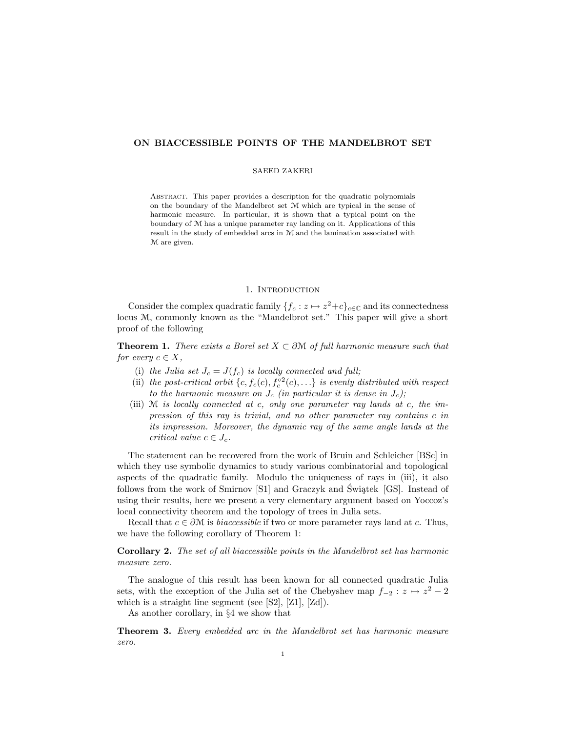# ON BIACCESSIBLE POINTS OF THE MANDELBROT SET

SAEED ZAKERI

Abstract. This paper provides a description for the quadratic polynomials on the boundary of the Mandelbrot set $\mathcal{M}$ which are typical in the sense of harmonic measure. In particular, it is shown that a typical point on the boundary of $\mathcal{M}$ has a unique parameter ray landing on it. Applications of this result in the study of embedded arcs in $\mathcal{M}$ and the lamination associated with $\mathcal{M}$ are given.

## 1. Introduction

Consider the complex quadratic family $\{f_c : z \mapsto z^2+c\}_{c\in\mathbb{C}}$ and its connectedness locus $\mathcal{M}$, commonly known as the "Mandelbrot set." This paper will give a short proof of the following

**Theorem 1.** *There exists a Borel set $X \subset \partial\mathcal{M}$ of full harmonic measure such that for every $c \in X$,*

(i) *the Julia set $J_c = J(f_c)$ is locally connected and full;*

(ii) *the post-critical orbit $\{c, f_c(c), f_c^{\circ 2}(c), \ldots\}$ is evenly distributed with respect to the harmonic measure on $J_c$ (in particular it is dense in $J_c$);*

(iii) *$\mathcal{M}$ is locally connected at $c$, only one parameter ray lands at $c$, the impression of this ray is trivial, and no other parameter ray contains $c$ in its impression. Moreover, the dynamic ray of the same angle lands at the critical value $c \in J_c$.*

The statement can be recovered from the work of Bruin and Schleicher [BSc] in which they use symbolic dynamics to study various combinatorial and topological aspects of the quadratic family. Modulo the uniqueness of rays in (iii), it also follows from the work of Smirnov [S1] and Graczyk and Świątek [GS]. Instead of using their results, here we present a very elementary argument based on Yoccoz's local connectivity theorem and the topology of trees in Julia sets.

Recall that $c \in \partial\mathcal{M}$ is *biaccessible* if two or more parameter rays land at $c$. Thus, we have the following corollary of Theorem 1:

**Corollary 2.** *The set of all biaccessible points in the Mandelbrot set has harmonic measure zero.*

The analogue of this result has been known for all connected quadratic Julia sets, with the exception of the Julia set of the Chebyshev map $f_{-2} : z \mapsto z^2 - 2$ which is a straight line segment (see [S2], [Z1], [Zd]).

As another corollary, in §4 we show that

**Theorem 3.** *Every embedded arc in the Mandelbrot set has harmonic measure zero.*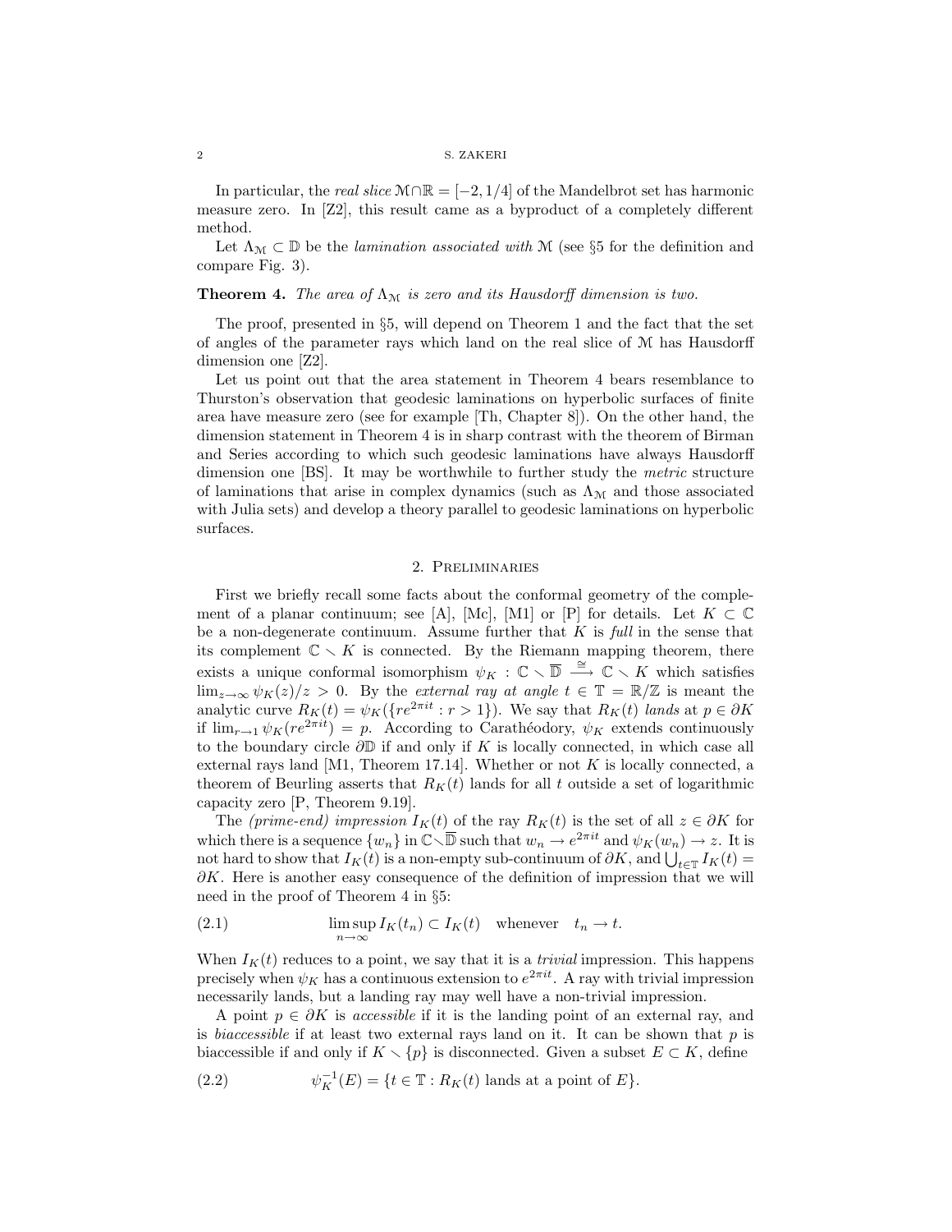In particular, the *real slice* $\mathcal{M} \cap \mathbb{R} = [-2, 1/4]$ of the Mandelbrot set has harmonic measure zero. In [Z2], this result came as a byproduct of a completely different method.

Let $\Lambda_{\mathcal{M}} \subset \mathbb{D}$ be the *lamination associated with* $\mathcal{M}$ (see §5 for the definition and compare Fig. 3).

**Theorem 4.** *The area of $\Lambda_{\mathcal{M}}$ is zero and its Hausdorff dimension is two.*

The proof, presented in §5, will depend on Theorem 1 and the fact that the set of angles of the parameter rays which land on the real slice of $\mathcal{M}$ has Hausdorff dimension one [Z2].

Let us point out that the area statement in Theorem 4 bears resemblance to Thurston's observation that geodesic laminations on hyperbolic surfaces of finite area have measure zero (see for example [Th, Chapter 8]). On the other hand, the dimension statement in Theorem 4 is in sharp contrast with the theorem of Birman and Series according to which such geodesic laminations have always Hausdorff dimension one [BS]. It may be worthwhile to further study the *metric* structure of laminations that arise in complex dynamics (such as $\Lambda_{\mathcal{M}}$ and those associated with Julia sets) and develop a theory parallel to geodesic laminations on hyperbolic surfaces.

## 2. Preliminaries

First we briefly recall some facts about the conformal geometry of the complement of a planar continuum; see [A], [Mc], [M1] or [P] for details. Let $K \subset \mathbb{C}$ be a non-degenerate continuum. Assume further that $K$ is *full* in the sense that its complement $\mathbb{C} \smallsetminus K$ is connected. By the Riemann mapping theorem, there exists a unique conformal isomorphism $\psi_K : \mathbb{C} \smallsetminus \overline{\mathbb{D}} \xrightarrow{\cong} \mathbb{C} \smallsetminus K$ which satisfies $\lim_{z \to \infty} \psi_K(z)/z > 0$. By the *external ray at angle* $t \in \mathbb{T} = \mathbb{R}/\mathbb{Z}$ is meant the analytic curve $R_K(t) = \psi_K(\{re^{2\pi i t} : r > 1\})$. We say that $R_K(t)$ *lands* at $p \in \partial K$ if $\lim_{r \to 1} \psi_K(re^{2\pi i t}) = p$. According to Carathéodory, $\psi_K$ extends continuously to the boundary circle $\partial \mathbb{D}$ if and only if $K$ is locally connected, in which case all external rays land [M1, Theorem 17.14]. Whether or not $K$ is locally connected, a theorem of Beurling asserts that $R_K(t)$ lands for all $t$ outside a set of logarithmic capacity zero [P, Theorem 9.19].

The *(prime-end) impression* $I_K(t)$ of the ray $R_K(t)$ is the set of all $z \in \partial K$ for which there is a sequence $\{w_n\}$ in $\mathbb{C} \smallsetminus \overline{\mathbb{D}}$ such that $w_n \to e^{2\pi i t}$ and $\psi_K(w_n) \to z$. It is not hard to show that $I_K(t)$ is a non-empty sub-continuum of $\partial K$, and $\bigcup_{t \in \mathbb{T}} I_K(t) = \partial K$. Here is another easy consequence of the definition of impression that we will need in the proof of Theorem 4 in §5:

$$\limsup_{n \to \infty} I_K(t_n) \subset I_K(t) \quad \text{whenever} \quad t_n \to t. \tag{2.1}$$

When $I_K(t)$ reduces to a point, we say that it is a *trivial* impression. This happens precisely when $\psi_K$ has a continuous extension to $e^{2\pi i t}$. A ray with trivial impression necessarily lands, but a landing ray may well have a non-trivial impression.

A point $p \in \partial K$ is *accessible* if it is the landing point of an external ray, and is *biaccessible* if at least two external rays land on it. It can be shown that $p$ is biaccessible if and only if $K \smallsetminus \{p\}$ is disconnected. Given a subset $E \subset K$, define

$$\psi_K^{-1}(E) = \{t \in \mathbb{T} : R_K(t) \text{ lands at a point of } E\}. \tag{2.2}$$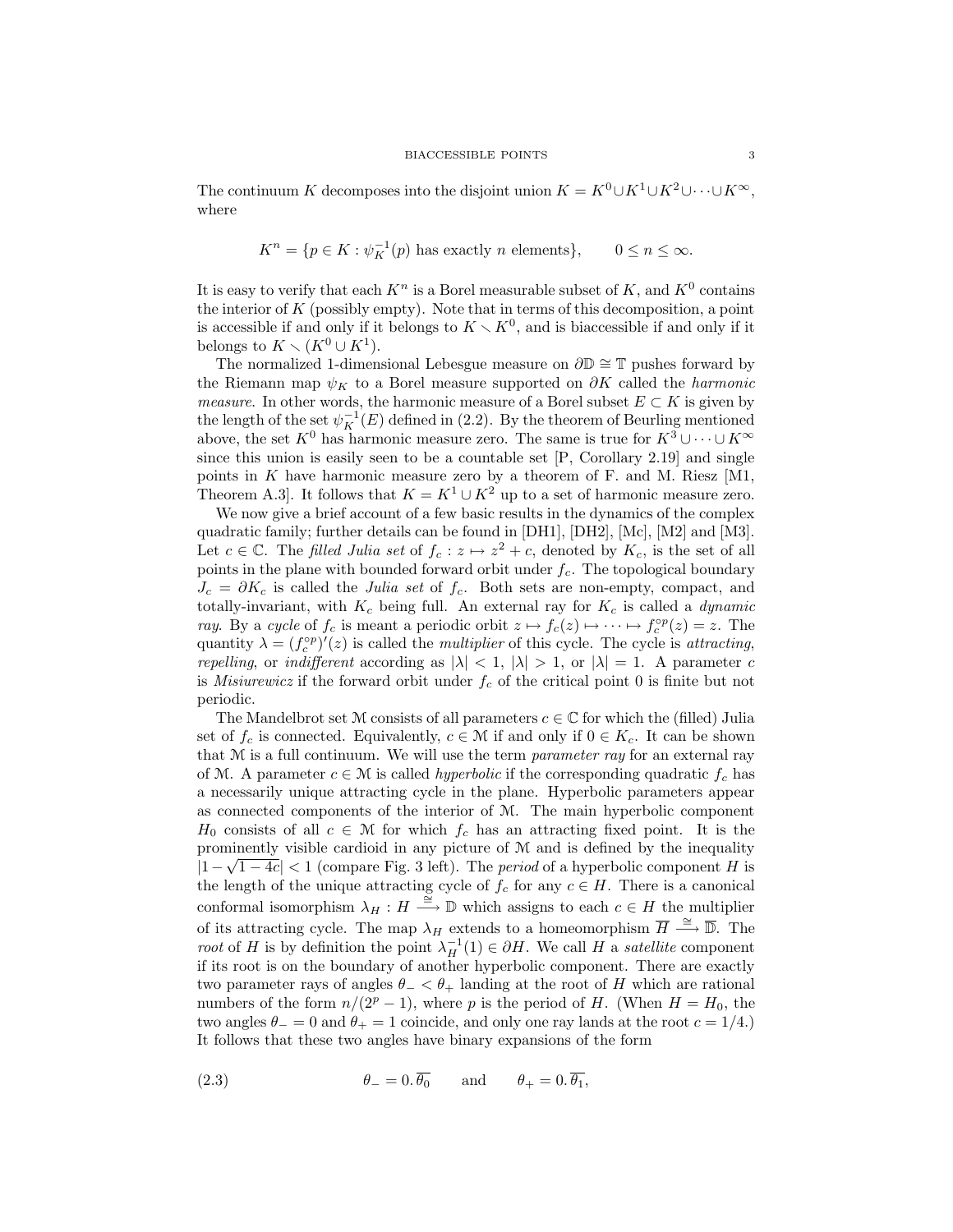The continuum $K$ decomposes into the disjoint union $K = K^0 \cup K^1 \cup K^2 \cup \cdots \cup K^\infty$, where

$$K^n = \{p \in K : \psi_K^{-1}(p) \text{ has exactly } n \text{ elements}\}, \qquad 0 \leq n \leq \infty.$$

It is easy to verify that each $K^n$ is a Borel measurable subset of $K$, and $K^0$ contains the interior of $K$ (possibly empty). Note that in terms of this decomposition, a point is accessible if and only if it belongs to $K \smallsetminus K^0$, and is biaccessible if and only if it belongs to $K \smallsetminus (K^0 \cup K^1)$.

The normalized 1-dimensional Lebesgue measure on $\partial\mathbb{D} \cong \mathbb{T}$ pushes forward by the Riemann map $\psi_K$ to a Borel measure supported on $\partial K$ called the *harmonic measure*. In other words, the harmonic measure of a Borel subset $E \subset K$ is given by the length of the set $\psi_K^{-1}(E)$ defined in (2.2). By the theorem of Beurling mentioned above, the set $K^0$ has harmonic measure zero. The same is true for $K^3 \cup \cdots \cup K^\infty$ since this union is easily seen to be a countable set [P, Corollary 2.19] and single points in $K$ have harmonic measure zero by a theorem of F. and M. Riesz [M1, Theorem A.3]. It follows that $K = K^1 \cup K^2$ up to a set of harmonic measure zero.

We now give a brief account of a few basic results in the dynamics of the complex quadratic family; further details can be found in [DH1], [DH2], [Mc], [M2] and [M3]. Let $c \in \mathbb{C}$. The *filled Julia set* of $f_c : z \mapsto z^2 + c$, denoted by $K_c$, is the set of all points in the plane with bounded forward orbit under $f_c$. The topological boundary $J_c = \partial K_c$ is called the *Julia set* of $f_c$. Both sets are non-empty, compact, and totally-invariant, with $K_c$ being full. An external ray for $K_c$ is called a *dynamic ray*. By a *cycle* of $f_c$ is meant a periodic orbit $z \mapsto f_c(z) \mapsto \cdots \mapsto f_c^{\circ p}(z) = z$. The quantity $\lambda = (f_c^{\circ p})'(z)$ is called the *multiplier* of this cycle. The cycle is *attracting*, *repelling*, or *indifferent* according as $|\lambda| < 1$, $|\lambda| > 1$, or $|\lambda| = 1$. A parameter $c$ is *Misiurewicz* if the forward orbit under $f_c$ of the critical point 0 is finite but not periodic.

The Mandelbrot set $\mathcal{M}$ consists of all parameters $c \in \mathbb{C}$ for which the (filled) Julia set of $f_c$ is connected. Equivalently, $c \in \mathcal{M}$ if and only if $0 \in K_c$. It can be shown that $\mathcal{M}$ is a full continuum. We will use the term *parameter ray* for an external ray of $\mathcal{M}$. A parameter $c \in \mathcal{M}$ is called *hyperbolic* if the corresponding quadratic $f_c$ has a necessarily unique attracting cycle in the plane. Hyperbolic parameters appear as connected components of the interior of $\mathcal{M}$. The main hyperbolic component $H_0$ consists of all $c \in \mathcal{M}$ for which $f_c$ has an attracting fixed point. It is the prominently visible cardioid in any picture of $\mathcal{M}$ and is defined by the inequality $|1 - \sqrt{1-4c}| < 1$ (compare Fig. 3 left). The *period* of a hyperbolic component $H$ is the length of the unique attracting cycle of $f_c$ for any $c \in H$. There is a canonical conformal isomorphism $\lambda_H : H \xrightarrow{\cong} \mathbb{D}$ which assigns to each $c \in H$ the multiplier of its attracting cycle. The map $\lambda_H$ extends to a homeomorphism $\overline{H} \xrightarrow{\cong} \overline{\mathbb{D}}$. The *root* of $H$ is by definition the point $\lambda_H^{-1}(1) \in \partial H$. We call $H$ a *satellite* component if its root is on the boundary of another hyperbolic component. There are exactly two parameter rays of angles $\theta_- < \theta_+$ landing at the root of $H$ which are rational numbers of the form $n/(2^p - 1)$, where $p$ is the period of $H$. (When $H = H_0$, the two angles $\theta_- = 0$ and $\theta_+ = 1$ coincide, and only one ray lands at the root $c = 1/4$.) It follows that these two angles have binary expansions of the form

$$\theta_- = 0.\overline{\theta_0} \qquad \text{and} \qquad \theta_+ = 0.\overline{\theta_1}, \tag{2.3}$$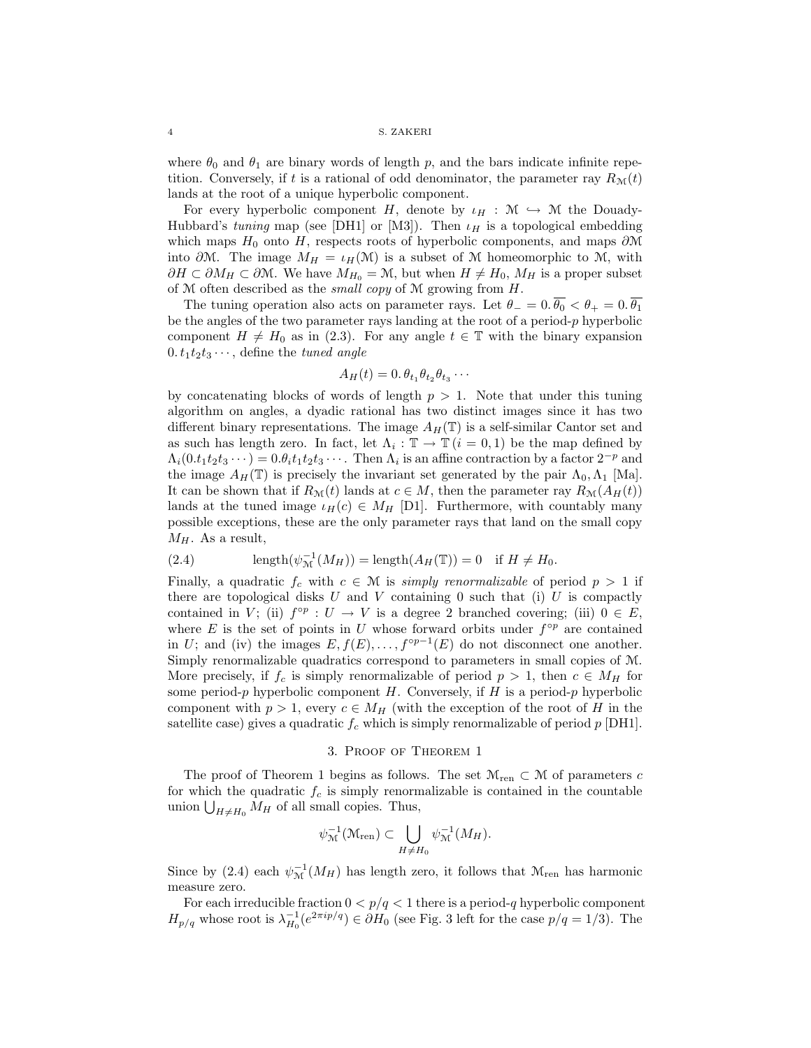where $\theta_0$ and $\theta_1$ are binary words of length $p$, and the bars indicate infinite repetition. Conversely, if $t$ is a rational of odd denominator, the parameter ray $R_{\mathcal{M}}(t)$ lands at the root of a unique hyperbolic component.

For every hyperbolic component $H$, denote by $\iota_H : \mathcal{M} \hookrightarrow \mathcal{M}$ the Douady-Hubbard's *tuning* map (see [DH1] or [M3]). Then $\iota_H$ is a topological embedding which maps $H_0$ onto $H$, respects roots of hyperbolic components, and maps $\partial\mathcal{M}$ into $\partial\mathcal{M}$. The image $M_H = \iota_H(\mathcal{M})$ is a subset of $\mathcal{M}$ homeomorphic to $\mathcal{M}$, with $\partial H \subset \partial M_H \subset \partial\mathcal{M}$. We have $M_{H_0} = \mathcal{M}$, but when $H \neq H_0$, $M_H$ is a proper subset of $\mathcal{M}$ often described as the *small copy* of $\mathcal{M}$ growing from $H$.

The tuning operation also acts on parameter rays. Let $\theta_- = 0.\overline{\theta_0} < \theta_+ = 0.\overline{\theta_1}$ be the angles of the two parameter rays landing at the root of a period-$p$ hyperbolic component $H \neq H_0$ as in (2.3). For any angle $t \in \mathbb{T}$ with the binary expansion $0.t_1t_2t_3\cdots$, define the *tuned angle*

$$A_H(t) = 0.\theta_{t_1}\theta_{t_2}\theta_{t_3}\cdots$$

by concatenating blocks of words of length $p > 1$. Note that under this tuning algorithm on angles, a dyadic rational has two distinct images since it has two different binary representations. The image $A_H(\mathbb{T})$ is a self-similar Cantor set and as such has length zero. In fact, let $\Lambda_i : \mathbb{T} \to \mathbb{T}\ (i = 0, 1)$ be the map defined by $\Lambda_i(0.t_1t_2t_3\cdots) = 0.\theta_i t_1t_2t_3\cdots$. Then $\Lambda_i$ is an affine contraction by a factor $2^{-p}$ and the image $A_H(\mathbb{T})$ is precisely the invariant set generated by the pair $\Lambda_0, \Lambda_1$ [Ma]. It can be shown that if $R_{\mathcal{M}}(t)$ lands at $c \in M$, then the parameter ray $R_{\mathcal{M}}(A_H(t))$ lands at the tuned image $\iota_H(c) \in M_H$ [D1]. Furthermore, with countably many possible exceptions, these are the only parameter rays that land on the small copy $M_H$. As a result,

$$\text{length}(\psi_{\mathcal{M}}^{-1}(M_H)) = \text{length}(A_H(\mathbb{T})) = 0 \quad \text{if } H \neq H_0. \tag{2.4}$$

Finally, a quadratic $f_c$ with $c \in \mathcal{M}$ is *simply renormalizable* of period $p > 1$ if there are topological disks $U$ and $V$ containing 0 such that (i) $U$ is compactly contained in $V$; (ii) $f^{\circ p} : U \to V$ is a degree 2 branched covering; (iii) $0 \in E$, where $E$ is the set of points in $U$ whose forward orbits under $f^{\circ p}$ are contained in $U$; and (iv) the images $E, f(E), \ldots, f^{\circ p-1}(E)$ do not disconnect one another. Simply renormalizable quadratics correspond to parameters in small copies of $\mathcal{M}$. More precisely, if $f_c$ is simply renormalizable of period $p > 1$, then $c \in M_H$ for some period-$p$ hyperbolic component $H$. Conversely, if $H$ is a period-$p$ hyperbolic component with $p > 1$, every $c \in M_H$ (with the exception of the root of $H$ in the satellite case) gives a quadratic $f_c$ which is simply renormalizable of period $p$ [DH1].

## 3. Proof of Theorem 1

The proof of Theorem 1 begins as follows. The set $\mathcal{M}_{\text{ren}} \subset \mathcal{M}$ of parameters $c$ for which the quadratic $f_c$ is simply renormalizable is contained in the countable union $\bigcup_{H \neq H_0} M_H$ of all small copies. Thus,

$$\psi_{\mathcal{M}}^{-1}(\mathcal{M}_{\text{ren}}) \subset \bigcup_{H \neq H_0} \psi_{\mathcal{M}}^{-1}(M_H).$$

Since by (2.4) each $\psi_{\mathcal{M}}^{-1}(M_H)$ has length zero, it follows that $\mathcal{M}_{\text{ren}}$ has harmonic measure zero.

For each irreducible fraction $0 < p/q < 1$ there is a period-$q$ hyperbolic component $H_{p/q}$ whose root is $\lambda_{H_0}^{-1}(e^{2\pi i p/q}) \in \partial H_0$ (see Fig. 3 left for the case $p/q = 1/3$). The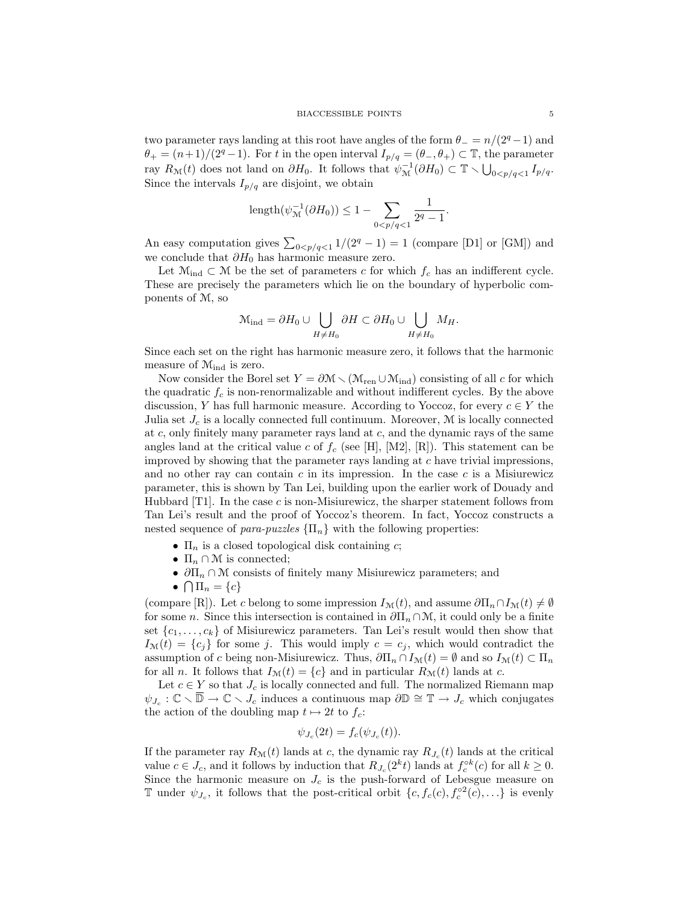two parameter rays landing at this root have angles of the form $\theta_- = n/(2^q - 1)$ and $\theta_+ = (n+1)/(2^q - 1)$. For $t$ in the open interval $I_{p/q} = (\theta_-, \theta_+) \subset \mathbb{T}$, the parameter ray $R_{\mathcal{M}}(t)$ does not land on $\partial H_0$. It follows that $\psi_{\mathcal{M}}^{-1}(\partial H_0) \subset \mathbb{T} \smallsetminus \bigcup_{0<p/q<1} I_{p/q}$. Since the intervals $I_{p/q}$ are disjoint, we obtain

$$\text{length}(\psi_{\mathcal{M}}^{-1}(\partial H_0)) \leq 1 - \sum_{0<p/q<1} \frac{1}{2^q - 1}.$$

An easy computation gives $\sum_{0<p/q<1} 1/(2^q - 1) = 1$ (compare [D1] or [GM]) and we conclude that $\partial H_0$ has harmonic measure zero.

Let $\mathcal{M}_{\text{ind}} \subset \mathcal{M}$ be the set of parameters $c$ for which $f_c$ has an indifferent cycle. These are precisely the parameters which lie on the boundary of hyperbolic components of $\mathcal{M}$, so

$$\mathcal{M}_{\text{ind}} = \partial H_0 \cup \bigcup_{H \neq H_0} \partial H \subset \partial H_0 \cup \bigcup_{H \neq H_0} M_H.$$

Since each set on the right has harmonic measure zero, it follows that the harmonic measure of $\mathcal{M}_{\text{ind}}$ is zero.

Now consider the Borel set $Y = \partial \mathcal{M} \smallsetminus (\mathcal{M}_{\text{ren}} \cup \mathcal{M}_{\text{ind}})$ consisting of all $c$ for which the quadratic $f_c$ is non-renormalizable and without indifferent cycles. By the above discussion, $Y$ has full harmonic measure. According to Yoccoz, for every $c \in Y$ the Julia set $J_c$ is a locally connected full continuum. Moreover, $\mathcal{M}$ is locally connected at $c$, only finitely many parameter rays land at $c$, and the dynamic rays of the same angles land at the critical value $c$ of $f_c$ (see [H], [M2], [R]). This statement can be improved by showing that the parameter rays landing at $c$ have trivial impressions, and no other ray can contain $c$ in its impression. In the case $c$ is a Misiurewicz parameter, this is shown by Tan Lei, building upon the earlier work of Douady and Hubbard [T1]. In the case $c$ is non-Misiurewicz, the sharper statement follows from Tan Lei's result and the proof of Yoccoz's theorem. In fact, Yoccoz constructs a nested sequence of *para-puzzles* $\{\Pi_n\}$ with the following properties:

- $\Pi_n$ is a closed topological disk containing $c$;
- $\Pi_n \cap \mathcal{M}$ is connected;
- $\partial \Pi_n \cap \mathcal{M}$ consists of finitely many Misiurewicz parameters; and
- $\bigcap \Pi_n = \{c\}$

(compare [R]). Let $c$ belong to some impression $I_{\mathcal{M}}(t)$, and assume $\partial \Pi_n \cap I_{\mathcal{M}}(t) \neq \emptyset$ for some $n$. Since this intersection is contained in $\partial \Pi_n \cap \mathcal{M}$, it could only be a finite set $\{c_1, \ldots, c_k\}$ of Misiurewicz parameters. Tan Lei's result would then show that $I_{\mathcal{M}}(t) = \{c_j\}$ for some $j$. This would imply $c = c_j$, which would contradict the assumption of $c$ being non-Misiurewicz. Thus, $\partial \Pi_n \cap I_{\mathcal{M}}(t) = \emptyset$ and so $I_{\mathcal{M}}(t) \subset \Pi_n$ for all $n$. It follows that $I_{\mathcal{M}}(t) = \{c\}$ and in particular $R_{\mathcal{M}}(t)$ lands at $c$.

Let $c \in Y$ so that $J_c$ is locally connected and full. The normalized Riemann map $\psi_{J_c} : \mathbb{C} \smallsetminus \overline{\mathbb{D}} \to \mathbb{C} \smallsetminus J_c$ induces a continuous map $\partial \mathbb{D} \cong \mathbb{T} \to J_c$ which conjugates the action of the doubling map $t \mapsto 2t$ to $f_c$:

$$\psi_{J_c}(2t) = f_c(\psi_{J_c}(t)).$$

If the parameter ray $R_{\mathcal{M}}(t)$ lands at $c$, the dynamic ray $R_{J_c}(t)$ lands at the critical value $c \in J_c$, and it follows by induction that $R_{J_c}(2^k t)$ lands at $f_c^{\circ k}(c)$ for all $k \geq 0$. Since the harmonic measure on $J_c$ is the push-forward of Lebesgue measure on $\mathbb{T}$ under $\psi_{J_c}$, it follows that the post-critical orbit $\{c, f_c(c), f_c^{\circ 2}(c), \ldots\}$ is evenly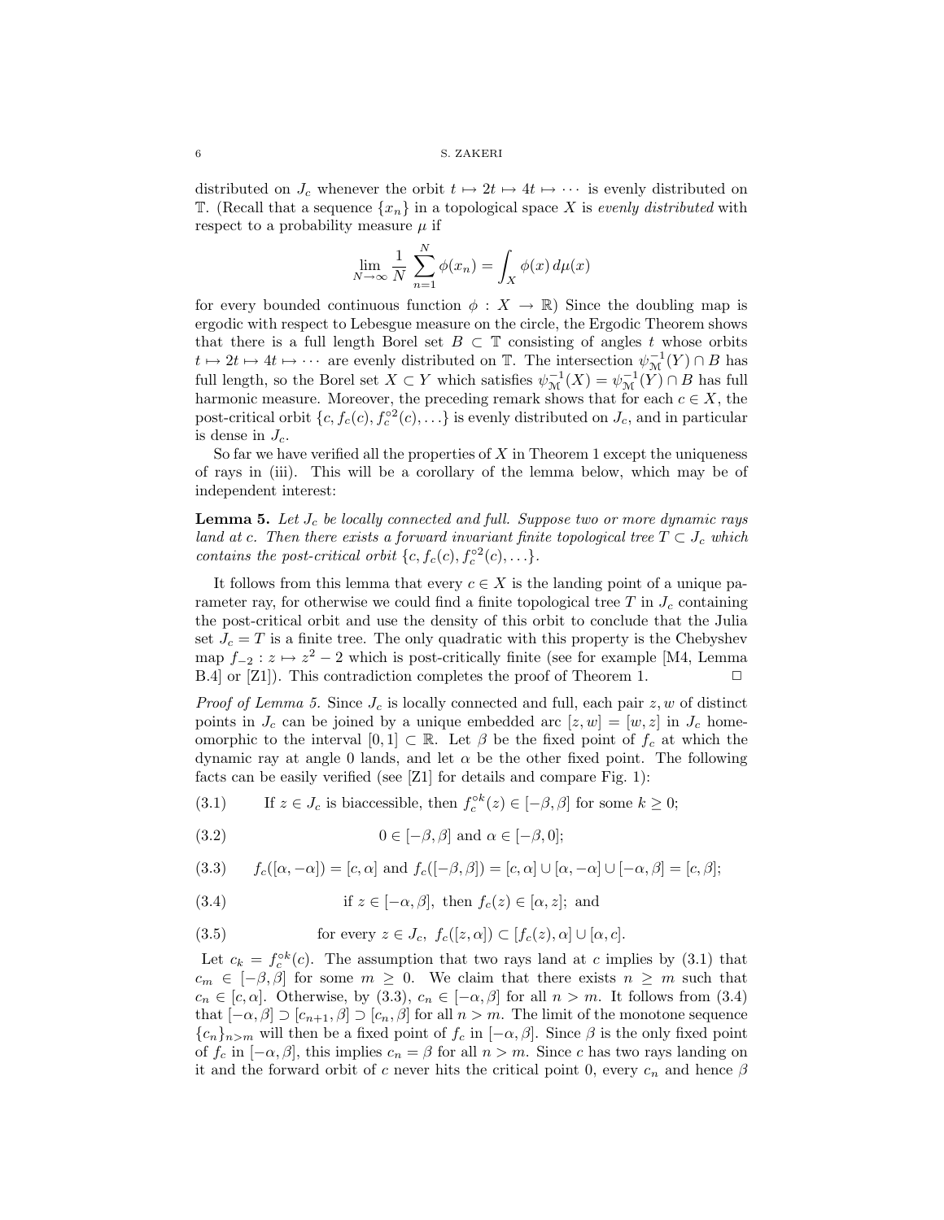distributed on $J_c$ whenever the orbit $t \mapsto 2t \mapsto 4t \mapsto \cdots$ is evenly distributed on $\mathbb{T}$. (Recall that a sequence $\{x_n\}$ in a topological space $X$ is *evenly distributed* with respect to a probability measure $\mu$ if

$$\lim_{N\to\infty} \frac{1}{N} \sum_{n=1}^{N} \phi(x_n) = \int_X \phi(x)\, d\mu(x)$$

for every bounded continuous function $\phi : X \to \mathbb{R}$) Since the doubling map is ergodic with respect to Lebesgue measure on the circle, the Ergodic Theorem shows that there is a full length Borel set $B \subset \mathbb{T}$ consisting of angles $t$ whose orbits $t \mapsto 2t \mapsto 4t \mapsto \cdots$ are evenly distributed on $\mathbb{T}$. The intersection $\psi_{\mathcal{M}}^{-1}(Y) \cap B$ has full length, so the Borel set $X \subset Y$ which satisfies $\psi_{\mathcal{M}}^{-1}(X) = \psi_{\mathcal{M}}^{-1}(Y) \cap B$ has full harmonic measure. Moreover, the preceding remark shows that for each $c \in X$, the post-critical orbit $\{c, f_c(c), f_c^{\circ 2}(c), \ldots\}$ is evenly distributed on $J_c$, and in particular is dense in $J_c$.

So far we have verified all the properties of $X$ in Theorem 1 except the uniqueness of rays in (iii). This will be a corollary of the lemma below, which may be of independent interest:

**Lemma 5.** *Let $J_c$ be locally connected and full. Suppose two or more dynamic rays land at $c$. Then there exists a forward invariant finite topological tree $T \subset J_c$ which contains the post-critical orbit $\{c, f_c(c), f_c^{\circ 2}(c), \ldots\}$.*

It follows from this lemma that every $c \in X$ is the landing point of a unique parameter ray, for otherwise we could find a finite topological tree $T$ in $J_c$ containing the post-critical orbit and use the density of this orbit to conclude that the Julia set $J_c = T$ is a finite tree. The only quadratic with this property is the Chebyshev map $f_{-2} : z \mapsto z^2 - 2$ which is post-critically finite (see for example [M4, Lemma B.4] or [Z1]). This contradiction completes the proof of Theorem 1. $\square$

*Proof of Lemma 5.* Since $J_c$ is locally connected and full, each pair $z, w$ of distinct points in $J_c$ can be joined by a unique embedded arc $[z, w] = [w, z]$ in $J_c$ homeomorphic to the interval $[0, 1] \subset \mathbb{R}$. Let $\beta$ be the fixed point of $f_c$ at which the dynamic ray at angle 0 lands, and let $\alpha$ be the other fixed point. The following facts can be easily verified (see [Z1] for details and compare Fig. 1):

(3.1) If $z \in J_c$ is biaccessible, then $f_c^{\circ k}(z) \in [-\beta, \beta]$ for some $k \geq 0$;

(3.2) $0 \in [-\beta, \beta]$ and $\alpha \in [-\beta, 0]$;

(3.3) $f_c([\alpha, -\alpha]) = [c, \alpha]$ and $f_c([-\beta, \beta]) = [c, \alpha] \cup [\alpha, -\alpha] \cup [-\alpha, \beta] = [c, \beta]$;

(3.4) if $z \in [-\alpha, \beta]$, then $f_c(z) \in [\alpha, z]$; and

(3.5) for every $z \in J_c$, $f_c([z, \alpha]) \subset [f_c(z), \alpha] \cup [\alpha, c]$.

Let $c_k = f_c^{\circ k}(c)$. The assumption that two rays land at $c$ implies by (3.1) that $c_m \in [-\beta, \beta]$ for some $m \geq 0$. We claim that there exists $n \geq m$ such that $c_n \in [c, \alpha]$. Otherwise, by (3.3), $c_n \in [-\alpha, \beta]$ for all $n > m$. It follows from (3.4) that $[-\alpha, \beta] \supset [c_{n+1}, \beta] \supset [c_n, \beta]$ for all $n > m$. The limit of the monotone sequence $\{c_n\}_{n>m}$ will then be a fixed point of $f_c$ in $[-\alpha, \beta]$. Since $\beta$ is the only fixed point of $f_c$ in $[-\alpha, \beta]$, this implies $c_n = \beta$ for all $n > m$. Since $c$ has two rays landing on it and the forward orbit of $c$ never hits the critical point 0, every $c_n$ and hence $\beta$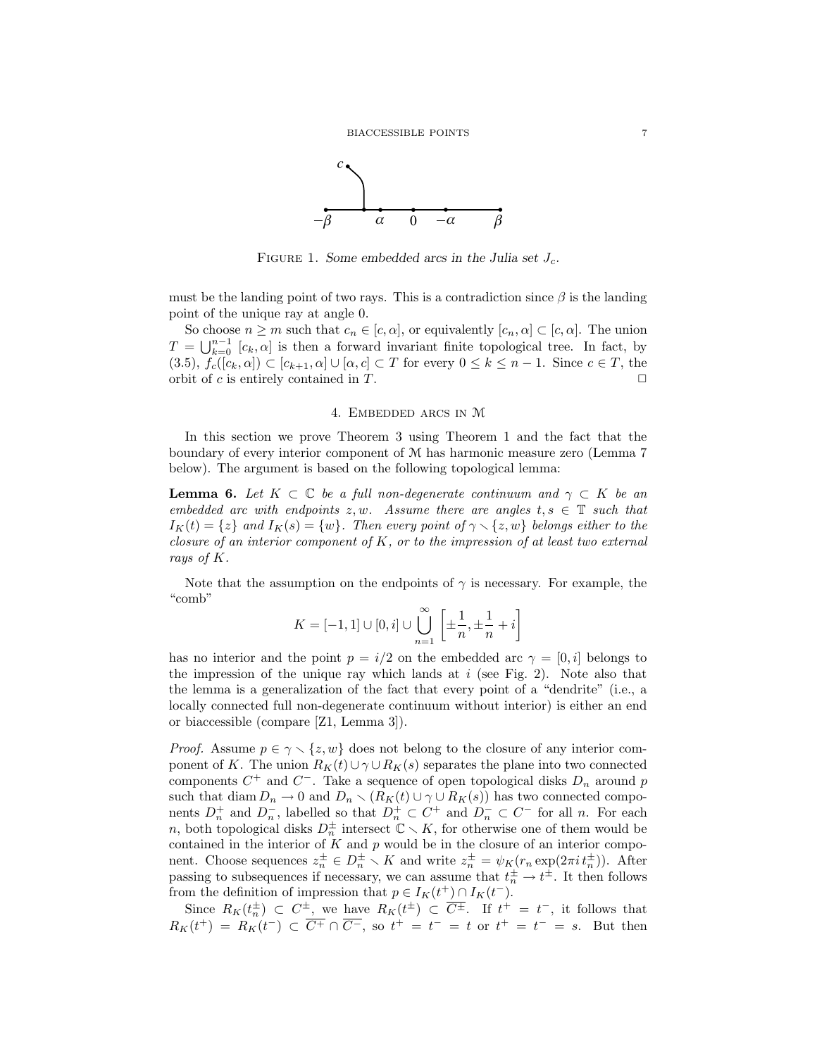FIGURE 1. *Some embedded arcs in the Julia set $J_c$.*

must be the landing point of two rays. This is a contradiction since $\beta$ is the landing point of the unique ray at angle 0.

So choose $n \geq m$ such that $c_n \in [c, \alpha]$, or equivalently $[c_n, \alpha] \subset [c, \alpha]$. The union $T = \bigcup_{k=0}^{n-1} [c_k, \alpha]$ is then a forward invariant finite topological tree. In fact, by (3.5), $f_c([c_k, \alpha]) \subset [c_{k+1}, \alpha] \cup [\alpha, c] \subset T$ for every $0 \leq k \leq n-1$. Since $c \in T$, the orbit of $c$ is entirely contained in $T$. $\square$

## 4. Embedded arcs in $\mathcal{M}$

In this section we prove Theorem 3 using Theorem 1 and the fact that the boundary of every interior component of $\mathcal{M}$ has harmonic measure zero (Lemma 7 below). The argument is based on the following topological lemma:

**Lemma 6.** *Let $K \subset \mathbb{C}$ be a full non-degenerate continuum and $\gamma \subset K$ be an embedded arc with endpoints $z, w$. Assume there are angles $t, s \in \mathbb{T}$ such that $I_K(t) = \{z\}$ and $I_K(s) = \{w\}$. Then every point of $\gamma \smallsetminus \{z, w\}$ belongs either to the closure of an interior component of $K$, or to the impression of at least two external rays of $K$.*

Note that the assumption on the endpoints of $\gamma$ is necessary. For example, the "comb"

$$K = [-1, 1] \cup [0, i] \cup \bigcup_{n=1}^{\infty} \left[ \pm\frac{1}{n}, \pm\frac{1}{n} + i \right]$$

has no interior and the point $p = i/2$ on the embedded arc $\gamma = [0, i]$ belongs to the impression of the unique ray which lands at $i$ (see Fig. 2). Note also that the lemma is a generalization of the fact that every point of a "dendrite" (i.e., a locally connected full non-degenerate continuum without interior) is either an end or biaccessible (compare [Z1, Lemma 3]).

*Proof.* Assume $p \in \gamma \smallsetminus \{z, w\}$ does not belong to the closure of any interior component of $K$. The union $R_K(t) \cup \gamma \cup R_K(s)$ separates the plane into two connected components $C^+$ and $C^-$. Take a sequence of open topological disks $D_n$ around $p$ such that $\operatorname{diam} D_n \to 0$ and $D_n \smallsetminus (R_K(t) \cup \gamma \cup R_K(s))$ has two connected components $D_n^+$ and $D_n^-$, labelled so that $D_n^+ \subset C^+$ and $D_n^- \subset C^-$ for all $n$. For each $n$, both topological disks $D_n^\pm$ intersect $\mathbb{C} \smallsetminus K$, for otherwise one of them would be contained in the interior of $K$ and $p$ would be in the closure of an interior component. Choose sequences $z_n^\pm \in D_n^\pm \smallsetminus K$ and write $z_n^\pm = \psi_K(r_n \exp(2\pi i\, t_n^\pm))$. After passing to subsequences if necessary, we can assume that $t_n^\pm \to t^\pm$. It then follows from the definition of impression that $p \in I_K(t^+) \cap I_K(t^-)$.

Since $R_K(t_n^\pm) \subset C^\pm$, we have $R_K(t^\pm) \subset \overline{C^\pm}$. If $t^+ = t^-$, it follows that $R_K(t^+) = R_K(t^-) \subset \overline{C^+} \cap \overline{C^-}$, so $t^+ = t^- = t$ or $t^+ = t^- = s$. But then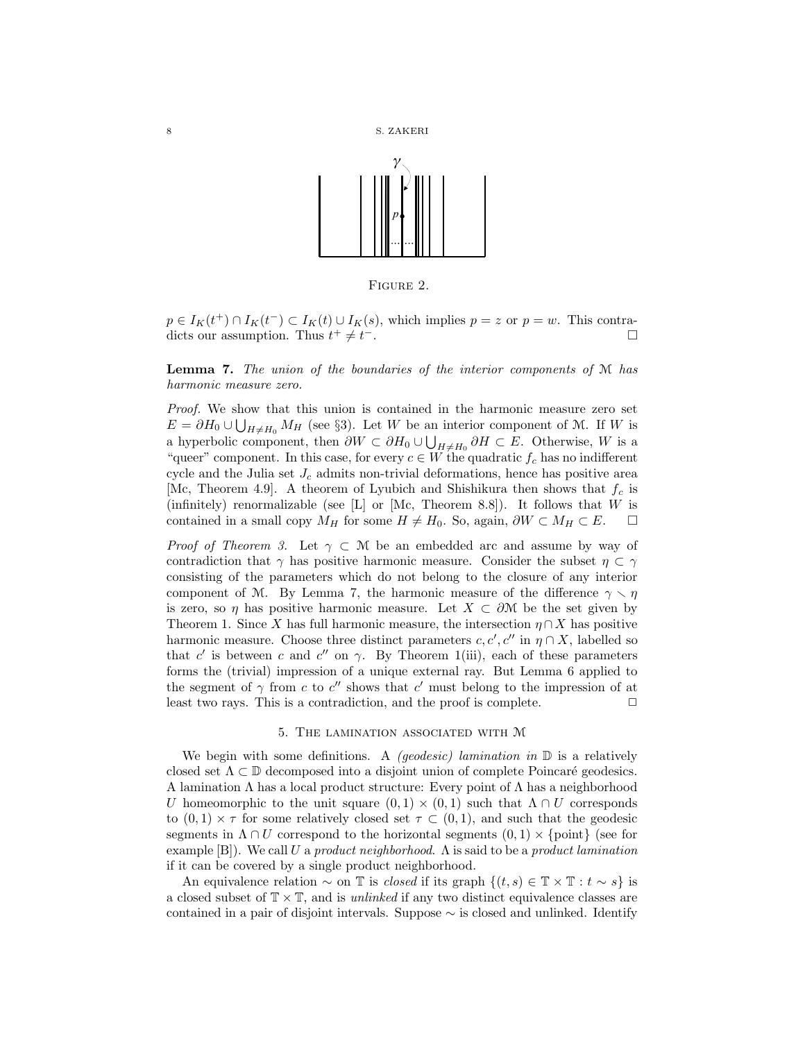FIGURE 2.

$p \in I_K(t^+) \cap I_K(t^-) \subset I_K(t) \cup I_K(s)$, which implies $p = z$ or $p = w$. This contradicts our assumption. Thus $t^+ \neq t^-$. □

**Lemma 7.** *The union of the boundaries of the interior components of $\mathcal{M}$ has harmonic measure zero.*

*Proof.* We show that this union is contained in the harmonic measure zero set $E = \partial H_0 \cup \bigcup_{H \neq H_0} M_H$ (see §3). Let $W$ be an interior component of $\mathcal{M}$. If $W$ is a hyperbolic component, then $\partial W \subset \partial H_0 \cup \bigcup_{H \neq H_0} \partial H \subset E$. Otherwise, $W$ is a "queer" component. In this case, for every $c \in W$ the quadratic $f_c$ has no indifferent cycle and the Julia set $J_c$ admits non-trivial deformations, hence has positive area [Mc, Theorem 4.9]. A theorem of Lyubich and Shishikura then shows that $f_c$ is (infinitely) renormalizable (see [L] or [Mc, Theorem 8.8]). It follows that $W$ is contained in a small copy $M_H$ for some $H \neq H_0$. So, again, $\partial W \subset M_H \subset E$. □

*Proof of Theorem 3.* Let $\gamma \subset \mathcal{M}$ be an embedded arc and assume by way of contradiction that $\gamma$ has positive harmonic measure. Consider the subset $\eta \subset \gamma$ consisting of the parameters which do not belong to the closure of any interior component of $\mathcal{M}$. By Lemma 7, the harmonic measure of the difference $\gamma \smallsetminus \eta$ is zero, so $\eta$ has positive harmonic measure. Let $X \subset \partial\mathcal{M}$ be the set given by Theorem 1. Since $X$ has full harmonic measure, the intersection $\eta \cap X$ has positive harmonic measure. Choose three distinct parameters $c, c', c''$ in $\eta \cap X$, labelled so that $c'$ is between $c$ and $c''$ on $\gamma$. By Theorem 1(iii), each of these parameters forms the (trivial) impression of a unique external ray. But Lemma 6 applied to the segment of $\gamma$ from $c$ to $c''$ shows that $c'$ must belong to the impression of at least two rays. This is a contradiction, and the proof is complete. □

## 5. The lamination associated with $\mathcal{M}$

We begin with some definitions. A *(geodesic) lamination in* $\mathbb{D}$ is a relatively closed set $\Lambda \subset \mathbb{D}$ decomposed into a disjoint union of complete Poincaré geodesics. A lamination $\Lambda$ has a local product structure: Every point of $\Lambda$ has a neighborhood $U$ homeomorphic to the unit square $(0,1) \times (0,1)$ such that $\Lambda \cap U$ corresponds to $(0,1) \times \tau$ for some relatively closed set $\tau \subset (0,1)$, and such that the geodesic segments in $\Lambda \cap U$ correspond to the horizontal segments $(0,1) \times \{\text{point}\}$ (see for example [B]). We call $U$ a *product neighborhood*. $\Lambda$ is said to be a *product lamination* if it can be covered by a single product neighborhood.

An equivalence relation $\sim$ on $\mathbb{T}$ is *closed* if its graph $\{(t,s) \in \mathbb{T} \times \mathbb{T} : t \sim s\}$ is a closed subset of $\mathbb{T} \times \mathbb{T}$, and is *unlinked* if any two distinct equivalence classes are contained in a pair of disjoint intervals. Suppose $\sim$ is closed and unlinked. Identify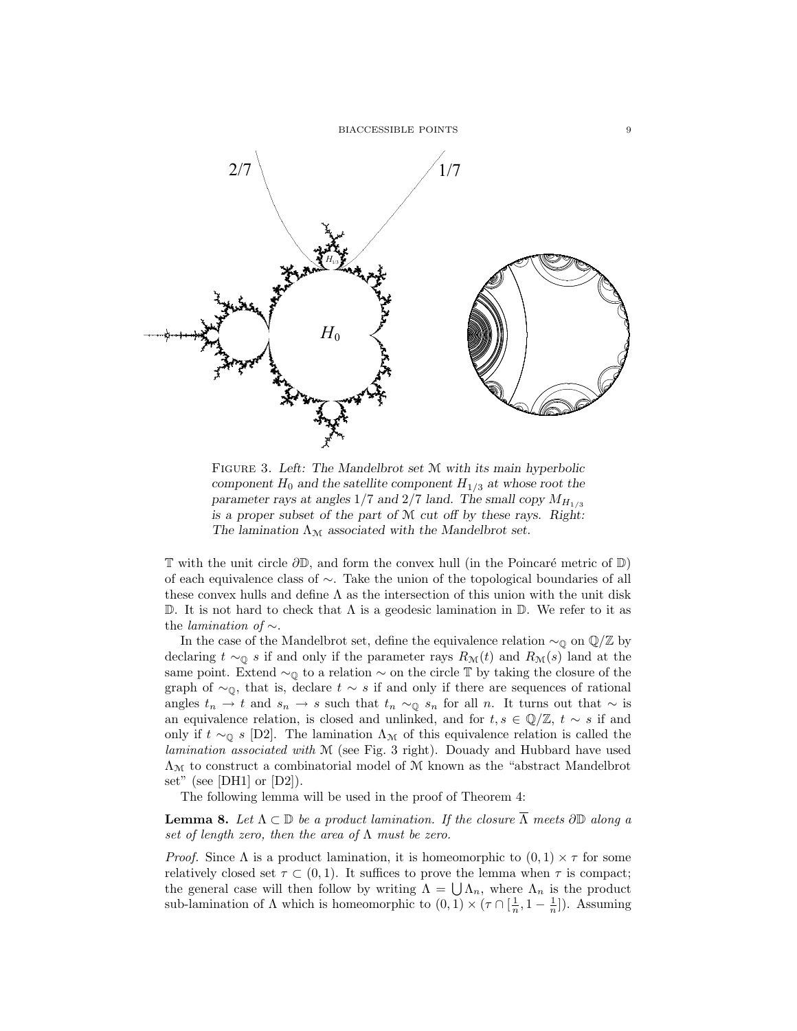FIGURE 3. *Left: The Mandelbrot set $\mathcal{M}$ with its main hyperbolic component $H_0$ and the satellite component $H_{1/3}$ at whose root the parameter rays at angles $1/7$ and $2/7$ land. The small copy $M_{H_{1/3}}$ is a proper subset of the part of $\mathcal{M}$ cut off by these rays. Right: The lamination $\Lambda_{\mathcal{M}}$ associated with the Mandelbrot set.*

$\mathbb{T}$ with the unit circle $\partial\mathbb{D}$, and form the convex hull (in the Poincaré metric of $\mathbb{D}$) of each equivalence class of $\sim$. Take the union of the topological boundaries of all these convex hulls and define $\Lambda$ as the intersection of this union with the unit disk $\mathbb{D}$. It is not hard to check that $\Lambda$ is a geodesic lamination in $\mathbb{D}$. We refer to it as the *lamination of* $\sim$.

In the case of the Mandelbrot set, define the equivalence relation $\sim_{\mathbb{Q}}$ on $\mathbb{Q}/\mathbb{Z}$ by declaring $t \sim_{\mathbb{Q}} s$ if and only if the parameter rays $R_{\mathcal{M}}(t)$ and $R_{\mathcal{M}}(s)$ land at the same point. Extend $\sim_{\mathbb{Q}}$ to a relation $\sim$ on the circle $\mathbb{T}$ by taking the closure of the graph of $\sim_{\mathbb{Q}}$, that is, declare $t \sim s$ if and only if there are sequences of rational angles $t_n \to t$ and $s_n \to s$ such that $t_n \sim_{\mathbb{Q}} s_n$ for all $n$. It turns out that $\sim$ is an equivalence relation, is closed and unlinked, and for $t, s \in \mathbb{Q}/\mathbb{Z}$, $t \sim s$ if and only if $t \sim_{\mathbb{Q}} s$ [D2]. The lamination $\Lambda_{\mathcal{M}}$ of this equivalence relation is called the *lamination associated with* $\mathcal{M}$ (see Fig. 3 right). Douady and Hubbard have used $\Lambda_{\mathcal{M}}$ to construct a combinatorial model of $\mathcal{M}$ known as the "abstract Mandelbrot set" (see [DH1] or [D2]).

The following lemma will be used in the proof of Theorem 4:

**Lemma 8.** *Let $\Lambda \subset \mathbb{D}$ be a product lamination. If the closure $\overline{\Lambda}$ meets $\partial\mathbb{D}$ along a set of length zero, then the area of $\Lambda$ must be zero.*

*Proof.* Since $\Lambda$ is a product lamination, it is homeomorphic to $(0,1) \times \tau$ for some relatively closed set $\tau \subset (0,1)$. It suffices to prove the lemma when $\tau$ is compact; the general case will then follow by writing $\Lambda = \bigcup \Lambda_n$, where $\Lambda_n$ is the product sub-lamination of $\Lambda$ which is homeomorphic to $(0,1) \times (\tau \cap [\frac{1}{n}, 1 - \frac{1}{n}])$. Assuming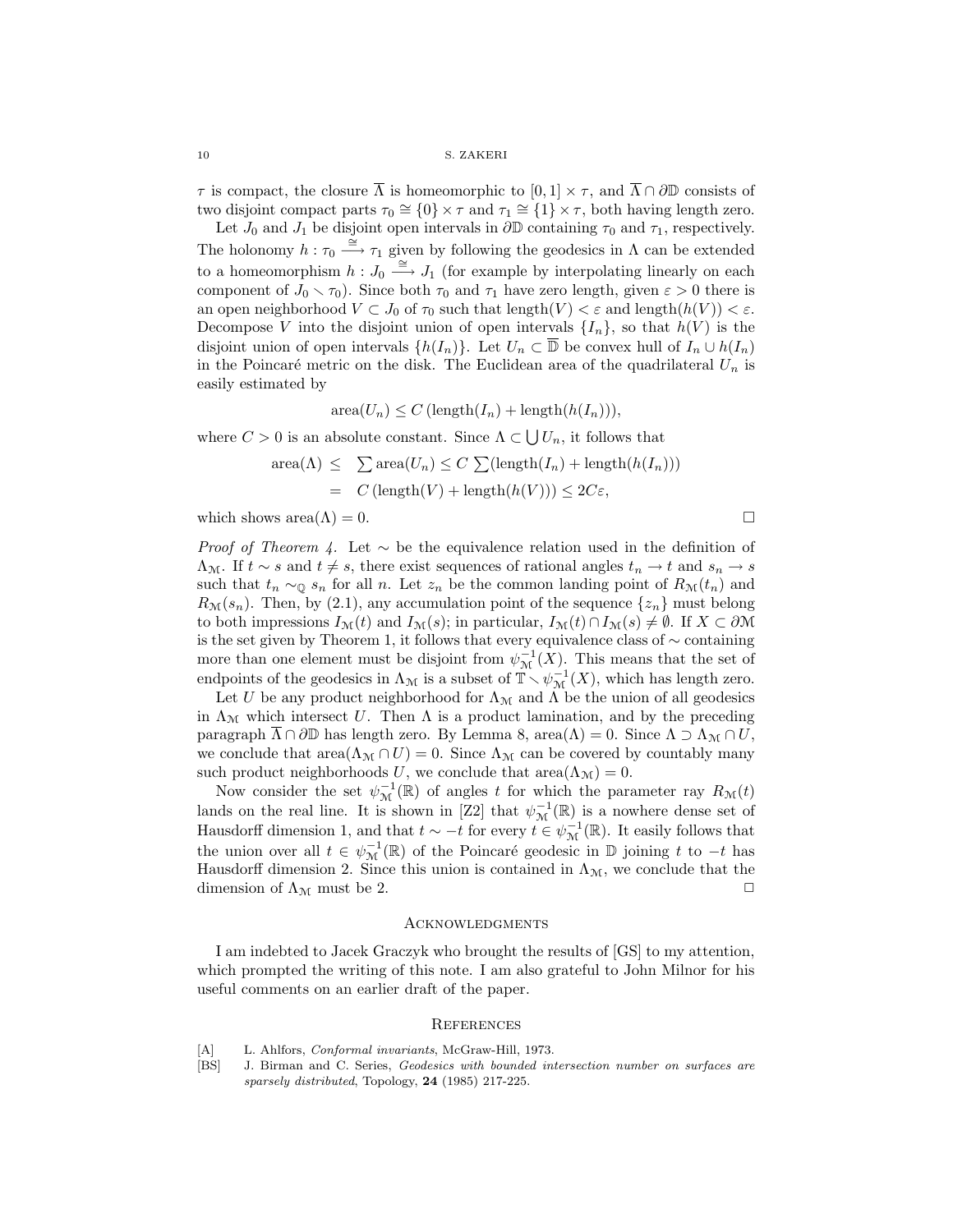$\tau$ is compact, the closure $\overline{\Lambda}$ is homeomorphic to $[0,1] \times \tau$, and $\overline{\Lambda} \cap \partial\mathbb{D}$ consists of two disjoint compact parts $\tau_0 \cong \{0\} \times \tau$ and $\tau_1 \cong \{1\} \times \tau$, both having length zero.

Let $J_0$ and $J_1$ be disjoint open intervals in $\partial\mathbb{D}$ containing $\tau_0$ and $\tau_1$, respectively. The holonomy $h : \tau_0 \xrightarrow{\cong} \tau_1$ given by following the geodesics in $\Lambda$ can be extended to a homeomorphism $h : J_0 \xrightarrow{\cong} J_1$ (for example by interpolating linearly on each component of $J_0 \smallsetminus \tau_0$). Since both $\tau_0$ and $\tau_1$ have zero length, given $\varepsilon > 0$ there is an open neighborhood $V \subset J_0$ of $\tau_0$ such that $\text{length}(V) < \varepsilon$ and $\text{length}(h(V)) < \varepsilon$. Decompose $V$ into the disjoint union of open intervals $\{I_n\}$, so that $h(V)$ is the disjoint union of open intervals $\{h(I_n)\}$. Let $U_n \subset \overline{\mathbb{D}}$ be convex hull of $I_n \cup h(I_n)$ in the Poincaré metric on the disk. The Euclidean area of the quadrilateral $U_n$ is easily estimated by

$$\text{area}(U_n) \leq C\,(\text{length}(I_n) + \text{length}(h(I_n))),$$

where $C > 0$ is an absolute constant. Since $\Lambda \subset \bigcup U_n$, it follows that

$$\begin{aligned}
\text{area}(\Lambda) &\leq \sum \text{area}(U_n) \leq C \sum (\text{length}(I_n) + \text{length}(h(I_n))) \\
&= C\,(\text{length}(V) + \text{length}(h(V))) \leq 2C\varepsilon,
\end{aligned}$$

which shows $\text{area}(\Lambda) = 0$. $\square$

*Proof of Theorem 4.* Let $\sim$ be the equivalence relation used in the definition of $\Lambda_{\mathcal{M}}$. If $t \sim s$ and $t \neq s$, there exist sequences of rational angles $t_n \to t$ and $s_n \to s$ such that $t_n \sim_{\mathbb{Q}} s_n$ for all $n$. Let $z_n$ be the common landing point of $R_{\mathcal{M}}(t_n)$ and $R_{\mathcal{M}}(s_n)$. Then, by (2.1), any accumulation point of the sequence $\{z_n\}$ must belong to both impressions $I_{\mathcal{M}}(t)$ and $I_{\mathcal{M}}(s)$; in particular, $I_{\mathcal{M}}(t) \cap I_{\mathcal{M}}(s) \neq \emptyset$. If $X \subset \partial\mathcal{M}$ is the set given by Theorem 1, it follows that every equivalence class of $\sim$ containing more than one element must be disjoint from $\psi_{\mathcal{M}}^{-1}(X)$. This means that the set of endpoints of the geodesics in $\Lambda_{\mathcal{M}}$ is a subset of $\mathbb{T} \smallsetminus \psi_{\mathcal{M}}^{-1}(X)$, which has length zero.

Let $U$ be any product neighborhood for $\Lambda_{\mathcal{M}}$ and $\Lambda$ be the union of all geodesics in $\Lambda_{\mathcal{M}}$ which intersect $U$. Then $\Lambda$ is a product lamination, and by the preceding paragraph $\overline{\Lambda} \cap \partial\mathbb{D}$ has length zero. By Lemma 8, $\text{area}(\Lambda) = 0$. Since $\Lambda \supset \Lambda_{\mathcal{M}} \cap U$, we conclude that $\text{area}(\Lambda_{\mathcal{M}} \cap U) = 0$. Since $\Lambda_{\mathcal{M}}$ can be covered by countably many such product neighborhoods $U$, we conclude that $\text{area}(\Lambda_{\mathcal{M}}) = 0$.

Now consider the set $\psi_{\mathcal{M}}^{-1}(\mathbb{R})$ of angles $t$ for which the parameter ray $R_{\mathcal{M}}(t)$ lands on the real line. It is shown in [Z2] that $\psi_{\mathcal{M}}^{-1}(\mathbb{R})$ is a nowhere dense set of Hausdorff dimension 1, and that $t \sim -t$ for every $t \in \psi_{\mathcal{M}}^{-1}(\mathbb{R})$. It easily follows that the union over all $t \in \psi_{\mathcal{M}}^{-1}(\mathbb{R})$ of the Poincaré geodesic in $\mathbb{D}$ joining $t$ to $-t$ has Hausdorff dimension 2. Since this union is contained in $\Lambda_{\mathcal{M}}$, we conclude that the dimension of $\Lambda_{\mathcal{M}}$ must be 2. $\square$

## Acknowledgments

I am indebted to Jacek Graczyk who brought the results of [GS] to my attention, which prompted the writing of this note. I am also grateful to John Milnor for his useful comments on an earlier draft of the paper.

## References

[A] L. Ahlfors, *Conformal invariants*, McGraw-Hill, 1973.

[BS] J. Birman and C. Series, *Geodesics with bounded intersection number on surfaces are sparsely distributed*, Topology, **24** (1985) 217-225.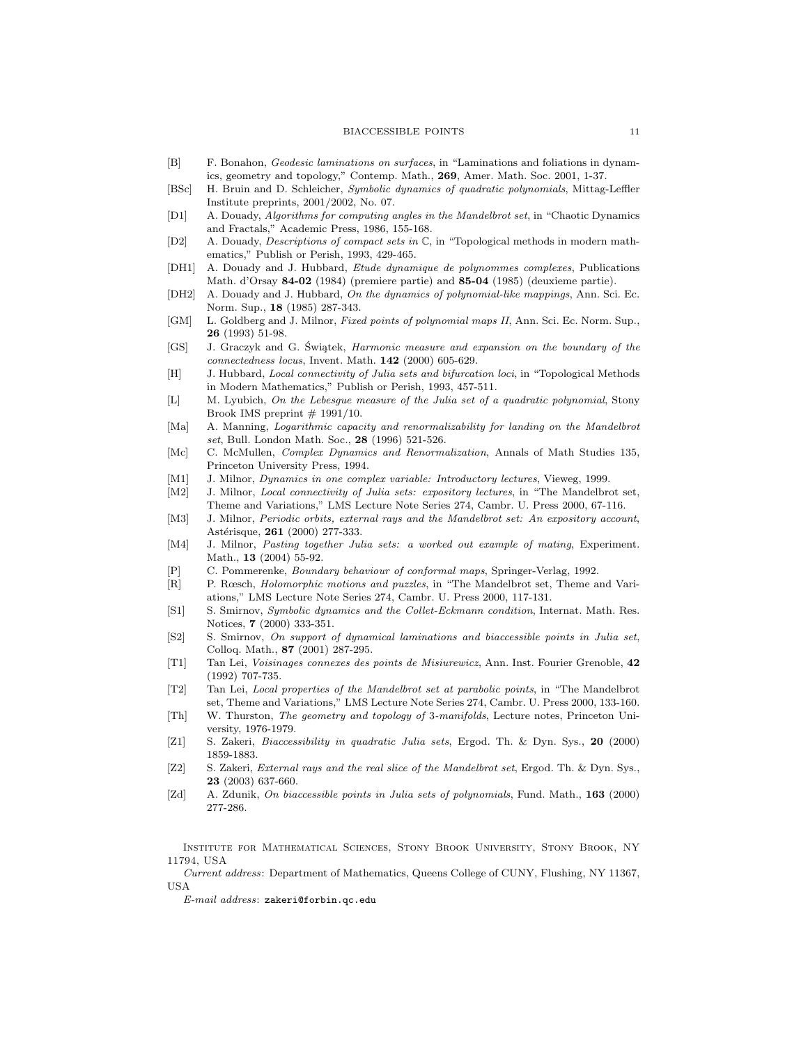[B] F. Bonahon, *Geodesic laminations on surfaces*, in "Laminations and foliations in dynamics, geometry and topology," Contemp. Math., **269**, Amer. Math. Soc. 2001, 1-37.

[BSc] H. Bruin and D. Schleicher, *Symbolic dynamics of quadratic polynomials*, Mittag-Leffler Institute preprints, 2001/2002, No. 07.

[D1] A. Douady, *Algorithms for computing angles in the Mandelbrot set*, in "Chaotic Dynamics and Fractals," Academic Press, 1986, 155-168.

[D2] A. Douady, *Descriptions of compact sets in* $\mathbb{C}$, in "Topological methods in modern mathematics," Publish or Perish, 1993, 429-465.

[DH1] A. Douady and J. Hubbard, *Etude dynamique de polynommes complexes*, Publications Math. d'Orsay **84-02** (1984) (premiere partie) and **85-04** (1985) (deuxieme partie).

[DH2] A. Douady and J. Hubbard, *On the dynamics of polynomial-like mappings*, Ann. Sci. Ec. Norm. Sup., **18** (1985) 287-343.

[GM] L. Goldberg and J. Milnor, *Fixed points of polynomial maps II*, Ann. Sci. Ec. Norm. Sup., **26** (1993) 51-98.

[GS] J. Graczyk and G. Świątek, *Harmonic measure and expansion on the boundary of the connectedness locus*, Invent. Math. **142** (2000) 605-629.

[H] J. Hubbard, *Local connectivity of Julia sets and bifurcation loci*, in "Topological Methods in Modern Mathematics," Publish or Perish, 1993, 457-511.

[L] M. Lyubich, *On the Lebesgue measure of the Julia set of a quadratic polynomial*, Stony Brook IMS preprint # 1991/10.

[Ma] A. Manning, *Logarithmic capacity and renormalizability for landing on the Mandelbrot set*, Bull. London Math. Soc., **28** (1996) 521-526.

[Mc] C. McMullen, *Complex Dynamics and Renormalization*, Annals of Math Studies 135, Princeton University Press, 1994.

[M1] J. Milnor, *Dynamics in one complex variable: Introductory lectures*, Vieweg, 1999.

[M2] J. Milnor, *Local connectivity of Julia sets: expository lectures*, in "The Mandelbrot set, Theme and Variations," LMS Lecture Note Series 274, Cambr. U. Press 2000, 67-116.

[M3] J. Milnor, *Periodic orbits, external rays and the Mandelbrot set: An expository account*, Astérisque, **261** (2000) 277-333.

[M4] J. Milnor, *Pasting together Julia sets: a worked out example of mating*, Experiment. Math., **13** (2004) 55-92.

[P] C. Pommerenke, *Boundary behaviour of conformal maps*, Springer-Verlag, 1992.

[R] P. Rœsch, *Holomorphic motions and puzzles*, in "The Mandelbrot set, Theme and Variations," LMS Lecture Note Series 274, Cambr. U. Press 2000, 117-131.

[S1] S. Smirnov, *Symbolic dynamics and the Collet-Eckmann condition*, Internat. Math. Res. Notices, **7** (2000) 333-351.

[S2] S. Smirnov, *On support of dynamical laminations and biaccessible points in Julia set*, Colloq. Math., **87** (2001) 287-295.

[T1] Tan Lei, *Voisinages connexes des points de Misiurewicz*, Ann. Inst. Fourier Grenoble, **42** (1992) 707-735.

[T2] Tan Lei, *Local properties of the Mandelbrot set at parabolic points*, in "The Mandelbrot set, Theme and Variations," LMS Lecture Note Series 274, Cambr. U. Press 2000, 133-160.

[Th] W. Thurston, *The geometry and topology of 3-manifolds*, Lecture notes, Princeton University, 1976-1979.

[Z1] S. Zakeri, *Biaccessibility in quadratic Julia sets*, Ergod. Th. & Dyn. Sys., **20** (2000) 1859-1883.

[Z2] S. Zakeri, *External rays and the real slice of the Mandelbrot set*, Ergod. Th. & Dyn. Sys., **23** (2003) 637-660.

[Zd] A. Zdunik, *On biaccessible points in Julia sets of polynomials*, Fund. Math., **163** (2000) 277-286.

Institute for Mathematical Sciences, Stony Brook University, Stony Brook, NY 11794, USA

*Current address*: Department of Mathematics, Queens College of CUNY, Flushing, NY 11367, USA

*E-mail address*: `zakeri@forbin.qc.edu`